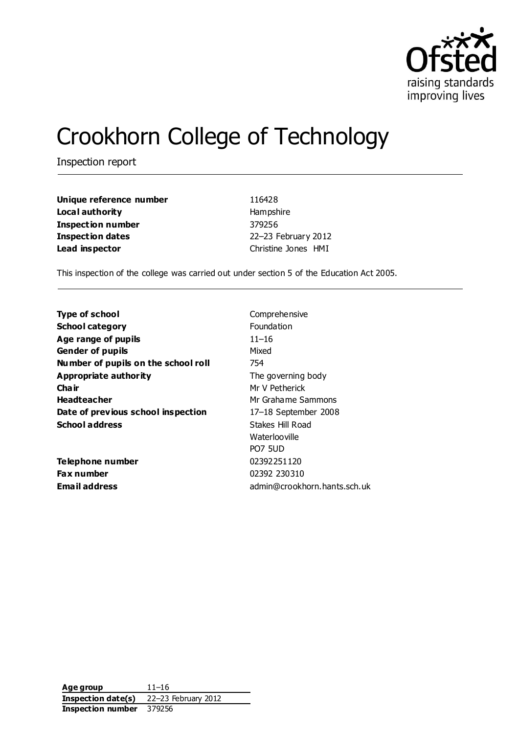# Crookhorn College of Technology

Inspection report

| | |
|---|---|
| **Unique reference number** | 116428 |
| **Local authority** | Hampshire |
| **Inspection number** | 379256 |
| **Inspection dates** | 22–23 February 2012 |
| **Lead inspector** | Christine Jones HMI |

This inspection of the college was carried out under section 5 of the Education Act 2005.

| | |
|---|---|
| **Type of school** | Comprehensive |
| **School category** | Foundation |
| **Age range of pupils** | 11–16 |
| **Gender of pupils** | Mixed |
| **Number of pupils on the school roll** | 754 |
| **Appropriate authority** | The governing body |
| **Chair** | Mr V Petherick |
| **Headteacher** | Mr Grahame Sammons |
| **Date of previous school inspection** | 17–18 September 2008 |
| **School address** | Stakes Hill Road<br>Waterlooville<br>PO7 5UD |
| **Telephone number** | 02392251120 |
| **Fax number** | 02392 230310 |
| **Email address** | admin@crookhorn.hants.sch.uk |

| | |
|---|---|
| **Age group** | 11–16 |
| **Inspection date(s)** | 22–23 February 2012 |
| **Inspection number** | 379256 |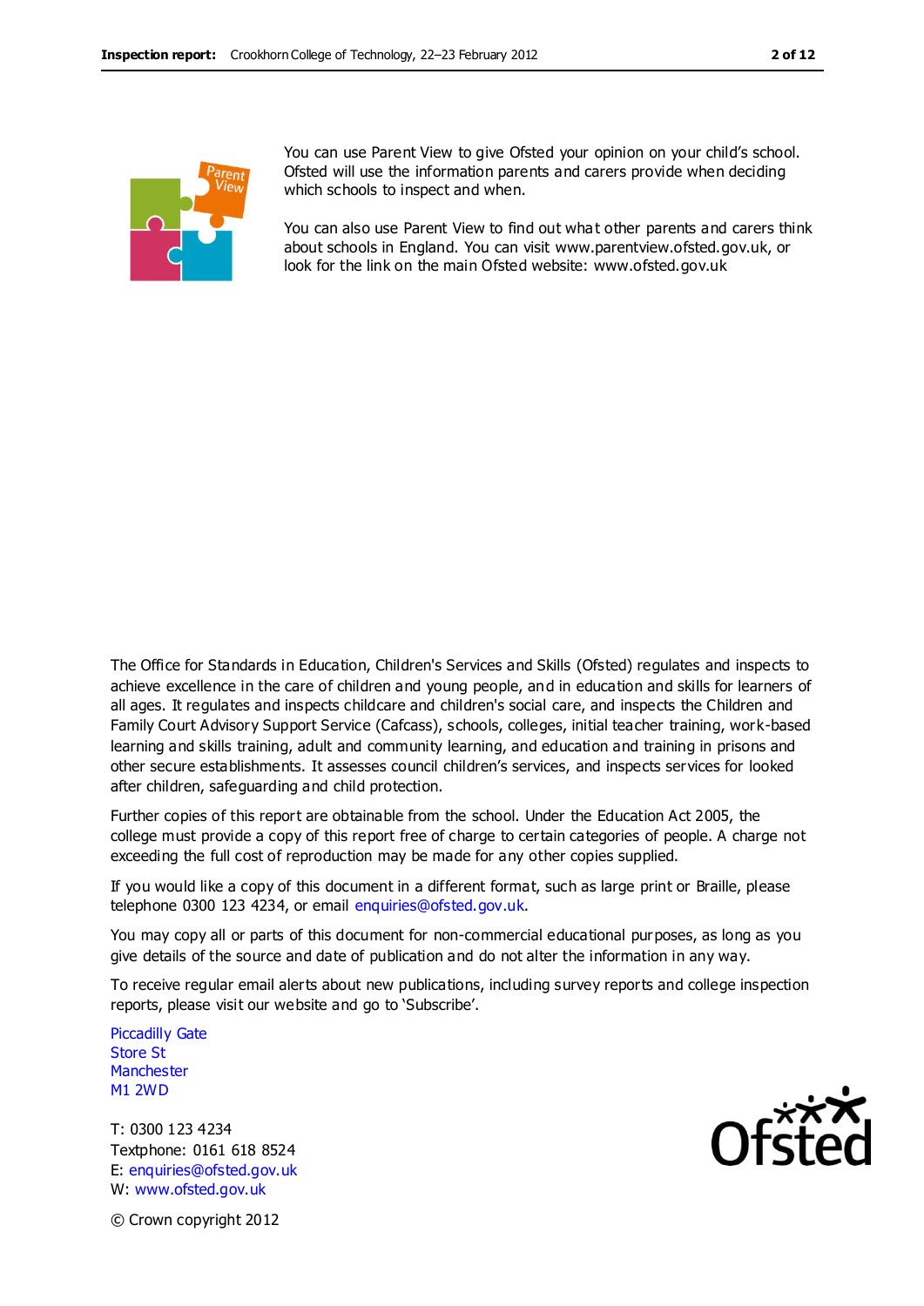You can use Parent View to give Ofsted your opinion on your child's school. Ofsted will use the information parents and carers provide when deciding which schools to inspect and when.

You can also use Parent View to find out what other parents and carers think about schools in England. You can visit www.parentview.ofsted.gov.uk, or look for the link on the main Ofsted website: www.ofsted.gov.uk

The Office for Standards in Education, Children's Services and Skills (Ofsted) regulates and inspects to achieve excellence in the care of children and young people, and in education and skills for learners of all ages. It regulates and inspects childcare and children's social care, and inspects the Children and Family Court Advisory Support Service (Cafcass), schools, colleges, initial teacher training, work-based learning and skills training, adult and community learning, and education and training in prisons and other secure establishments. It assesses council children's services, and inspects services for looked after children, safeguarding and child protection.

Further copies of this report are obtainable from the school. Under the Education Act 2005, the college must provide a copy of this report free of charge to certain categories of people. A charge not exceeding the full cost of reproduction may be made for any other copies supplied.

If you would like a copy of this document in a different format, such as large print or Braille, please telephone 0300 123 4234, or email enquiries@ofsted.gov.uk.

You may copy all or parts of this document for non-commercial educational purposes, as long as you give details of the source and date of publication and do not alter the information in any way.

To receive regular email alerts about new publications, including survey reports and college inspection reports, please visit our website and go to 'Subscribe'.

Piccadilly Gate
Store St
Manchester
M1 2WD

T: 0300 123 4234
Textphone: 0161 618 8524
E: enquiries@ofsted.gov.uk
W: www.ofsted.gov.uk

© Crown copyright 2012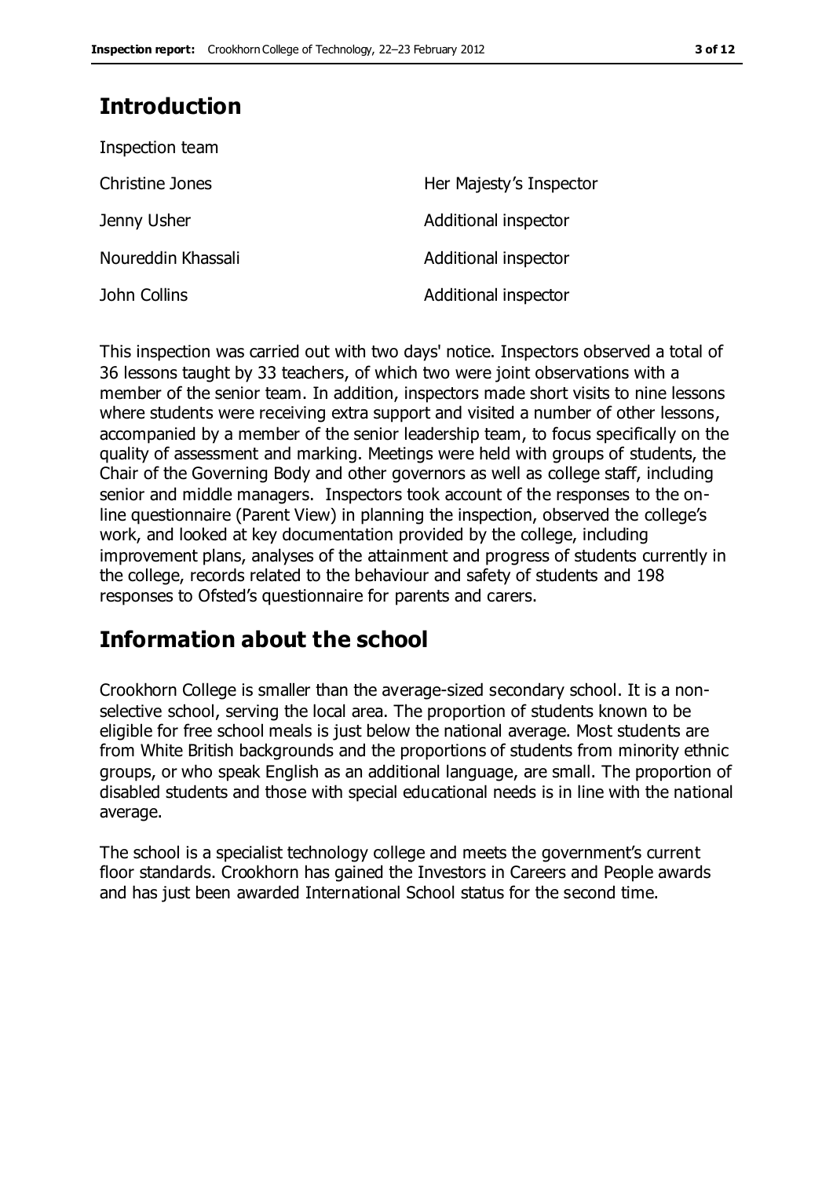# Introduction

Inspection team

| | |
|---|---|
| Christine Jones | Her Majesty's Inspector |
| Jenny Usher | Additional inspector |
| Noureddin Khassali | Additional inspector |
| John Collins | Additional inspector |

This inspection was carried out with two days' notice. Inspectors observed a total of 36 lessons taught by 33 teachers, of which two were joint observations with a member of the senior team. In addition, inspectors made short visits to nine lessons where students were receiving extra support and visited a number of other lessons, accompanied by a member of the senior leadership team, to focus specifically on the quality of assessment and marking. Meetings were held with groups of students, the Chair of the Governing Body and other governors as well as college staff, including senior and middle managers. Inspectors took account of the responses to the on-line questionnaire (Parent View) in planning the inspection, observed the college's work, and looked at key documentation provided by the college, including improvement plans, analyses of the attainment and progress of students currently in the college, records related to the behaviour and safety of students and 198 responses to Ofsted's questionnaire for parents and carers.

# Information about the school

Crookhorn College is smaller than the average-sized secondary school. It is a non-selective school, serving the local area. The proportion of students known to be eligible for free school meals is just below the national average. Most students are from White British backgrounds and the proportions of students from minority ethnic groups, or who speak English as an additional language, are small. The proportion of disabled students and those with special educational needs is in line with the national average.

The school is a specialist technology college and meets the government's current floor standards. Crookhorn has gained the Investors in Careers and People awards and has just been awarded International School status for the second time.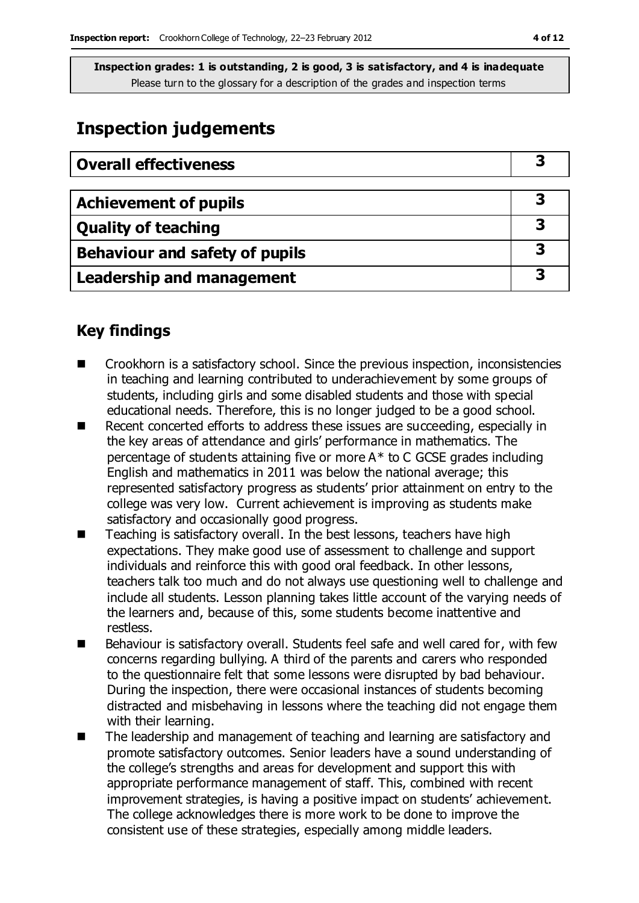**Inspection grades: 1 is outstanding, 2 is good, 3 is satisfactory, and 4 is inadequate**
Please turn to the glossary for a description of the grades and inspection terms

# Inspection judgements

| Overall effectiveness | 3 |
|---|---|

| Achievement of pupils | 3 |
|---|---|
| Quality of teaching | 3 |
| Behaviour and safety of pupils | 3 |
| Leadership and management | 3 |

## Key findings

- Crookhorn is a satisfactory school. Since the previous inspection, inconsistencies in teaching and learning contributed to underachievement by some groups of students, including girls and some disabled students and those with special educational needs. Therefore, this is no longer judged to be a good school.
- Recent concerted efforts to address these issues are succeeding, especially in the key areas of attendance and girls' performance in mathematics. The percentage of students attaining five or more A* to C GCSE grades including English and mathematics in 2011 was below the national average; this represented satisfactory progress as students' prior attainment on entry to the college was very low. Current achievement is improving as students make satisfactory and occasionally good progress.
- Teaching is satisfactory overall. In the best lessons, teachers have high expectations. They make good use of assessment to challenge and support individuals and reinforce this with good oral feedback. In other lessons, teachers talk too much and do not always use questioning well to challenge and include all students. Lesson planning takes little account of the varying needs of the learners and, because of this, some students become inattentive and restless.
- Behaviour is satisfactory overall. Students feel safe and well cared for, with few concerns regarding bullying. A third of the parents and carers who responded to the questionnaire felt that some lessons were disrupted by bad behaviour. During the inspection, there were occasional instances of students becoming distracted and misbehaving in lessons where the teaching did not engage them with their learning.
- The leadership and management of teaching and learning are satisfactory and promote satisfactory outcomes. Senior leaders have a sound understanding of the college's strengths and areas for development and support this with appropriate performance management of staff. This, combined with recent improvement strategies, is having a positive impact on students' achievement. The college acknowledges there is more work to be done to improve the consistent use of these strategies, especially among middle leaders.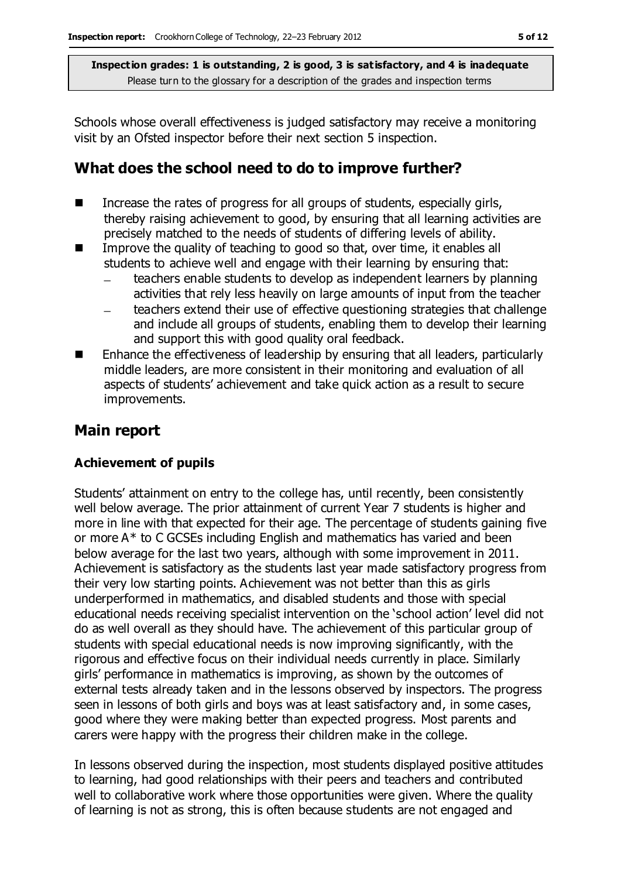**Inspection grades: 1 is outstanding, 2 is good, 3 is satisfactory, and 4 is inadequate**
Please turn to the glossary for a description of the grades and inspection terms

Schools whose overall effectiveness is judged satisfactory may receive a monitoring visit by an Ofsted inspector before their next section 5 inspection.

## What does the school need to do to improve further?

- Increase the rates of progress for all groups of students, especially girls, thereby raising achievement to good, by ensuring that all learning activities are precisely matched to the needs of students of differing levels of ability.
- Improve the quality of teaching to good so that, over time, it enables all students to achieve well and engage with their learning by ensuring that:
  - teachers enable students to develop as independent learners by planning activities that rely less heavily on large amounts of input from the teacher
  - teachers extend their use of effective questioning strategies that challenge and include all groups of students, enabling them to develop their learning and support this with good quality oral feedback.
- Enhance the effectiveness of leadership by ensuring that all leaders, particularly middle leaders, are more consistent in their monitoring and evaluation of all aspects of students' achievement and take quick action as a result to secure improvements.

## Main report

### Achievement of pupils

Students' attainment on entry to the college has, until recently, been consistently well below average. The prior attainment of current Year 7 students is higher and more in line with that expected for their age. The percentage of students gaining five or more A* to C GCSEs including English and mathematics has varied and been below average for the last two years, although with some improvement in 2011. Achievement is satisfactory as the students last year made satisfactory progress from their very low starting points. Achievement was not better than this as girls underperformed in mathematics, and disabled students and those with special educational needs receiving specialist intervention on the 'school action' level did not do as well overall as they should have. The achievement of this particular group of students with special educational needs is now improving significantly, with the rigorous and effective focus on their individual needs currently in place. Similarly girls' performance in mathematics is improving, as shown by the outcomes of external tests already taken and in the lessons observed by inspectors. The progress seen in lessons of both girls and boys was at least satisfactory and, in some cases, good where they were making better than expected progress. Most parents and carers were happy with the progress their children make in the college.

In lessons observed during the inspection, most students displayed positive attitudes to learning, had good relationships with their peers and teachers and contributed well to collaborative work where those opportunities were given. Where the quality of learning is not as strong, this is often because students are not engaged and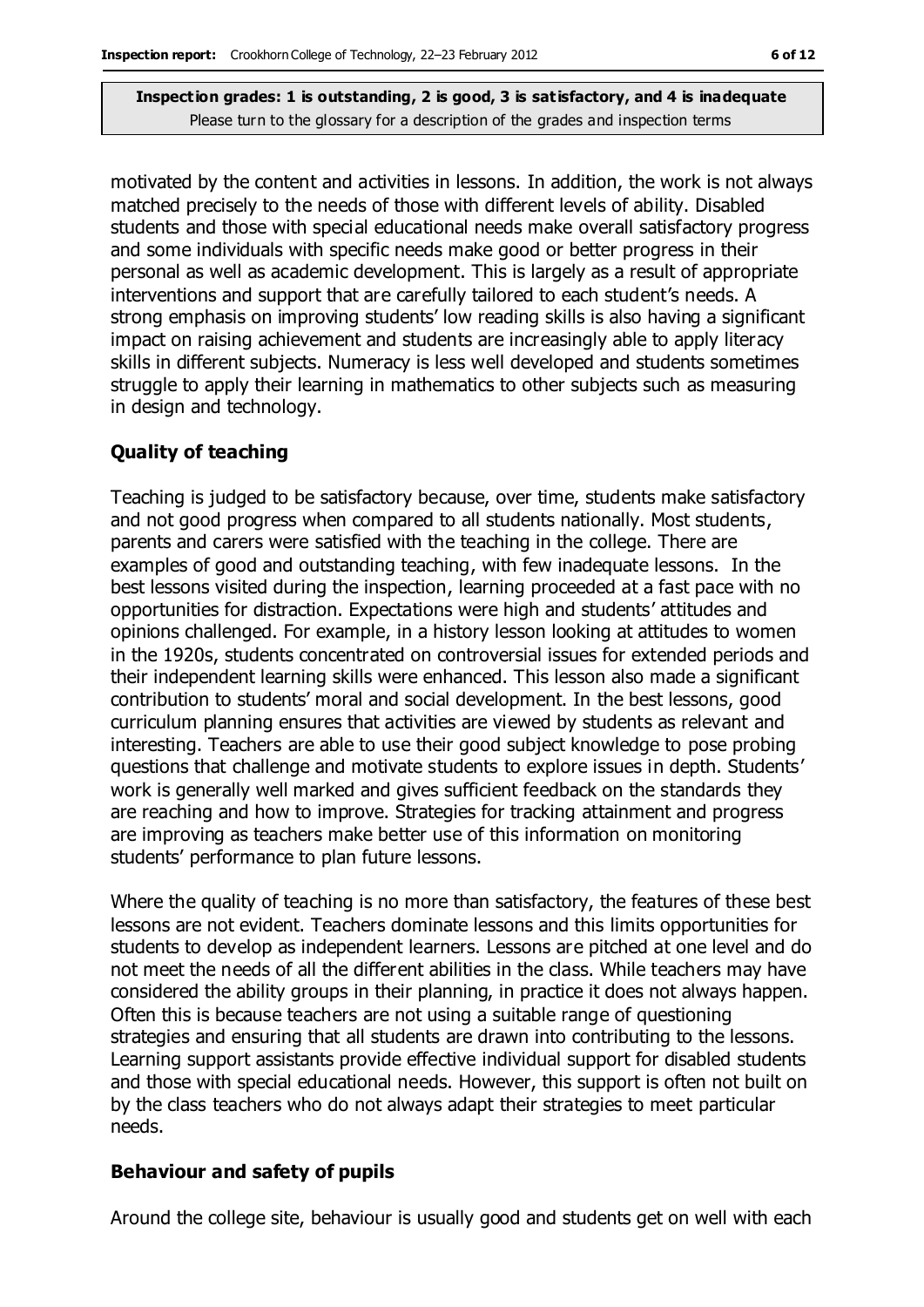motivated by the content and activities in lessons. In addition, the work is not always matched precisely to the needs of those with different levels of ability. Disabled students and those with special educational needs make overall satisfactory progress and some individuals with specific needs make good or better progress in their personal as well as academic development. This is largely as a result of appropriate interventions and support that are carefully tailored to each student's needs. A strong emphasis on improving students' low reading skills is also having a significant impact on raising achievement and students are increasingly able to apply literacy skills in different subjects. Numeracy is less well developed and students sometimes struggle to apply their learning in mathematics to other subjects such as measuring in design and technology.

### Quality of teaching

Teaching is judged to be satisfactory because, over time, students make satisfactory and not good progress when compared to all students nationally. Most students, parents and carers were satisfied with the teaching in the college. There are examples of good and outstanding teaching, with few inadequate lessons. In the best lessons visited during the inspection, learning proceeded at a fast pace with no opportunities for distraction. Expectations were high and students' attitudes and opinions challenged. For example, in a history lesson looking at attitudes to women in the 1920s, students concentrated on controversial issues for extended periods and their independent learning skills were enhanced. This lesson also made a significant contribution to students' moral and social development. In the best lessons, good curriculum planning ensures that activities are viewed by students as relevant and interesting. Teachers are able to use their good subject knowledge to pose probing questions that challenge and motivate students to explore issues in depth. Students' work is generally well marked and gives sufficient feedback on the standards they are reaching and how to improve. Strategies for tracking attainment and progress are improving as teachers make better use of this information on monitoring students' performance to plan future lessons.

Where the quality of teaching is no more than satisfactory, the features of these best lessons are not evident. Teachers dominate lessons and this limits opportunities for students to develop as independent learners. Lessons are pitched at one level and do not meet the needs of all the different abilities in the class. While teachers may have considered the ability groups in their planning, in practice it does not always happen. Often this is because teachers are not using a suitable range of questioning strategies and ensuring that all students are drawn into contributing to the lessons. Learning support assistants provide effective individual support for disabled students and those with special educational needs. However, this support is often not built on by the class teachers who do not always adapt their strategies to meet particular needs.

### Behaviour and safety of pupils

Around the college site, behaviour is usually good and students get on well with each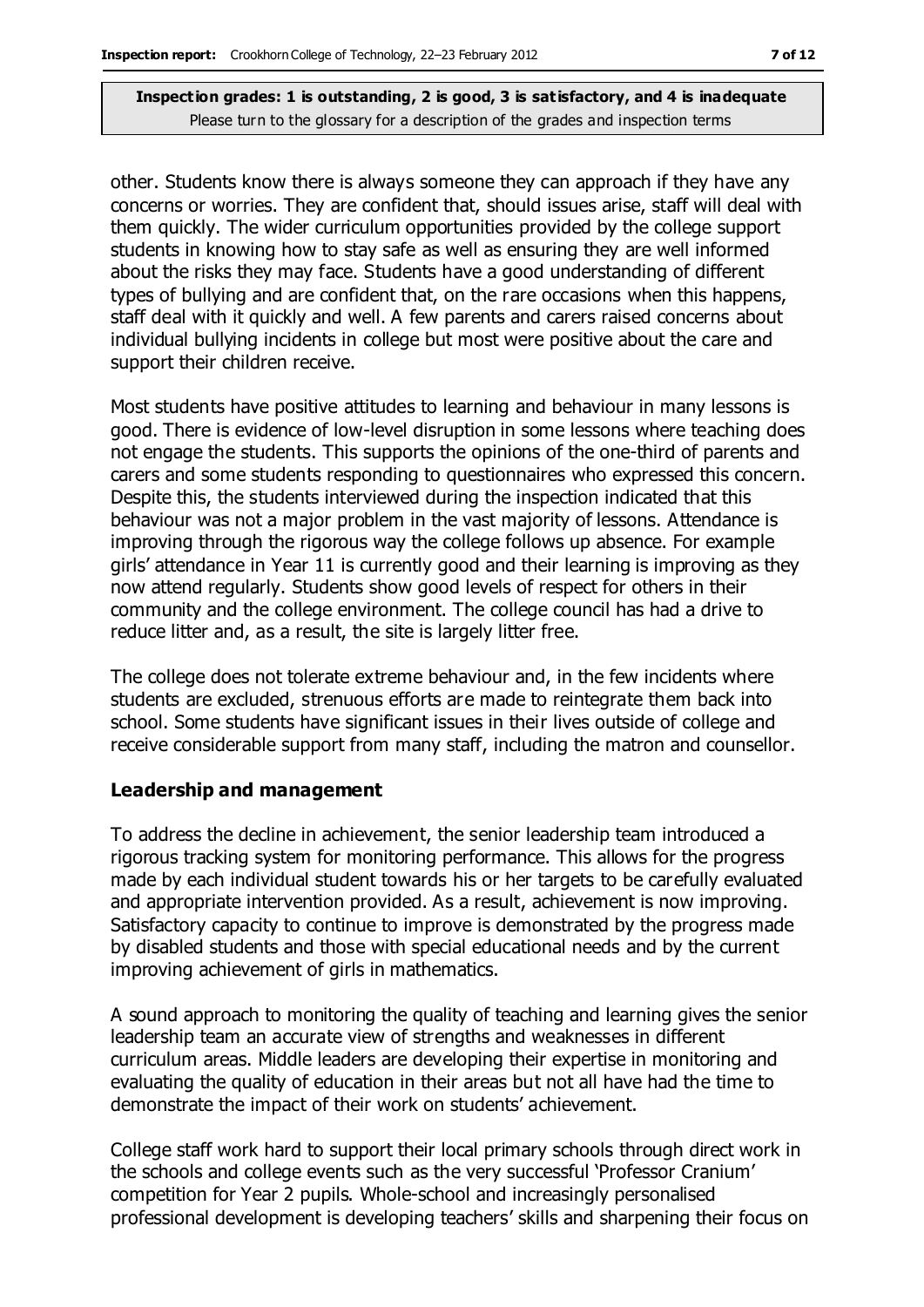other. Students know there is always someone they can approach if they have any concerns or worries. They are confident that, should issues arise, staff will deal with them quickly. The wider curriculum opportunities provided by the college support students in knowing how to stay safe as well as ensuring they are well informed about the risks they may face. Students have a good understanding of different types of bullying and are confident that, on the rare occasions when this happens, staff deal with it quickly and well. A few parents and carers raised concerns about individual bullying incidents in college but most were positive about the care and support their children receive.

Most students have positive attitudes to learning and behaviour in many lessons is good. There is evidence of low-level disruption in some lessons where teaching does not engage the students. This supports the opinions of the one-third of parents and carers and some students responding to questionnaires who expressed this concern. Despite this, the students interviewed during the inspection indicated that this behaviour was not a major problem in the vast majority of lessons. Attendance is improving through the rigorous way the college follows up absence. For example girls' attendance in Year 11 is currently good and their learning is improving as they now attend regularly. Students show good levels of respect for others in their community and the college environment. The college council has had a drive to reduce litter and, as a result, the site is largely litter free.

The college does not tolerate extreme behaviour and, in the few incidents where students are excluded, strenuous efforts are made to reintegrate them back into school. Some students have significant issues in their lives outside of college and receive considerable support from many staff, including the matron and counsellor.

### Leadership and management

To address the decline in achievement, the senior leadership team introduced a rigorous tracking system for monitoring performance. This allows for the progress made by each individual student towards his or her targets to be carefully evaluated and appropriate intervention provided. As a result, achievement is now improving. Satisfactory capacity to continue to improve is demonstrated by the progress made by disabled students and those with special educational needs and by the current improving achievement of girls in mathematics.

A sound approach to monitoring the quality of teaching and learning gives the senior leadership team an accurate view of strengths and weaknesses in different curriculum areas. Middle leaders are developing their expertise in monitoring and evaluating the quality of education in their areas but not all have had the time to demonstrate the impact of their work on students' achievement.

College staff work hard to support their local primary schools through direct work in the schools and college events such as the very successful 'Professor Cranium' competition for Year 2 pupils. Whole-school and increasingly personalised professional development is developing teachers' skills and sharpening their focus on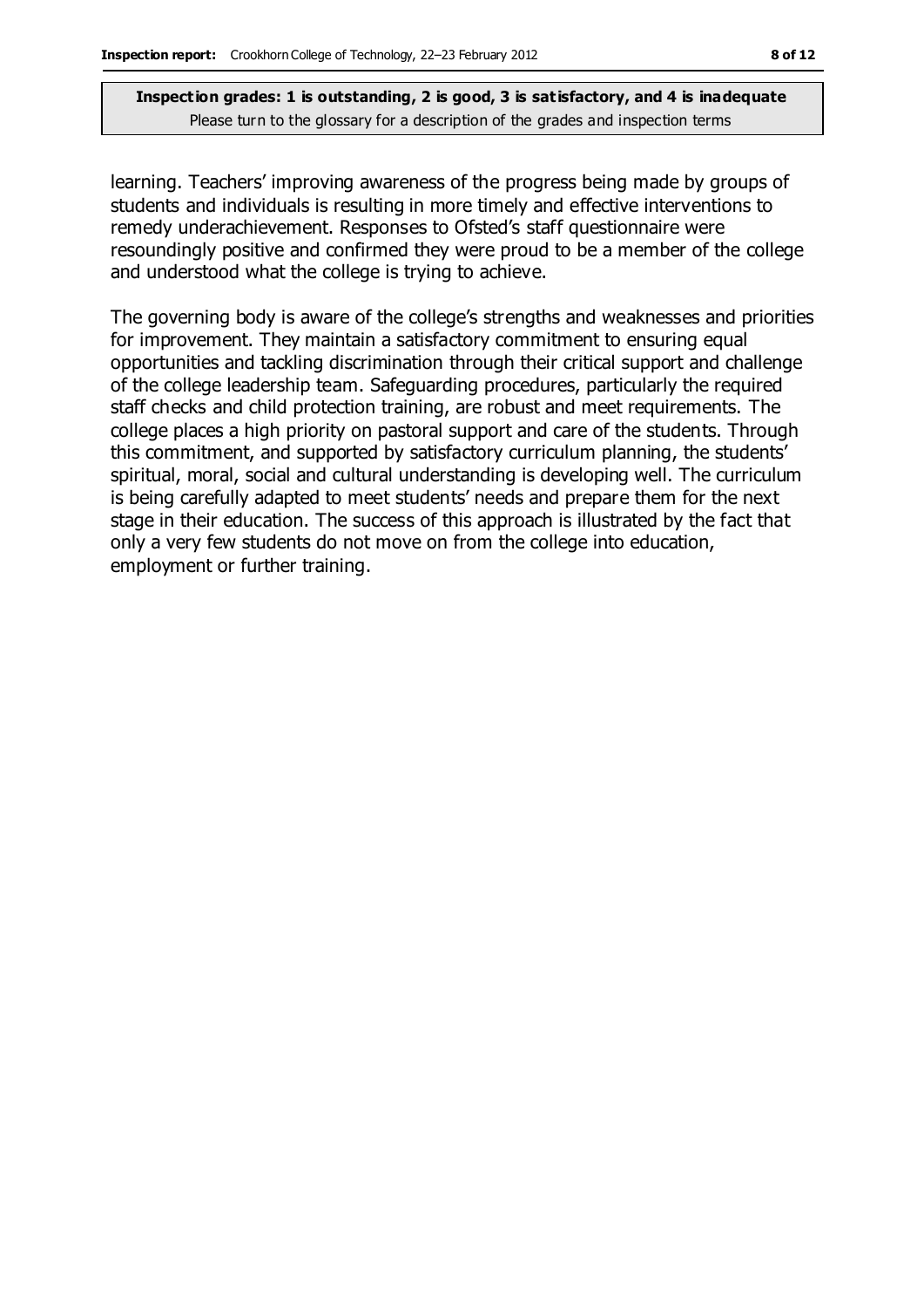learning. Teachers' improving awareness of the progress being made by groups of students and individuals is resulting in more timely and effective interventions to remedy underachievement. Responses to Ofsted's staff questionnaire were resoundingly positive and confirmed they were proud to be a member of the college and understood what the college is trying to achieve.

The governing body is aware of the college's strengths and weaknesses and priorities for improvement. They maintain a satisfactory commitment to ensuring equal opportunities and tackling discrimination through their critical support and challenge of the college leadership team. Safeguarding procedures, particularly the required staff checks and child protection training, are robust and meet requirements. The college places a high priority on pastoral support and care of the students. Through this commitment, and supported by satisfactory curriculum planning, the students' spiritual, moral, social and cultural understanding is developing well. The curriculum is being carefully adapted to meet students' needs and prepare them for the next stage in their education. The success of this approach is illustrated by the fact that only a very few students do not move on from the college into education, employment or further training.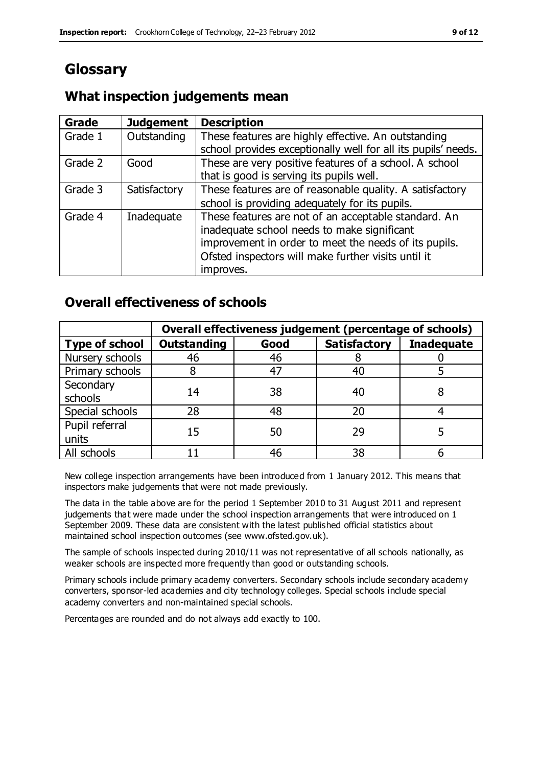# Glossary

## What inspection judgements mean

| Grade | Judgement | Description |
|---|---|---|
| Grade 1 | Outstanding | These features are highly effective. An outstanding school provides exceptionally well for all its pupils' needs. |
| Grade 2 | Good | These are very positive features of a school. A school that is good is serving its pupils well. |
| Grade 3 | Satisfactory | These features are of reasonable quality. A satisfactory school is providing adequately for its pupils. |
| Grade 4 | Inadequate | These features are not of an acceptable standard. An inadequate school needs to make significant improvement in order to meet the needs of its pupils. Ofsted inspectors will make further visits until it improves. |

## Overall effectiveness of schools

| | Overall effectiveness judgement (percentage of schools) | | | |
|---|---|---|---|---|
| **Type of school** | **Outstanding** | **Good** | **Satisfactory** | **Inadequate** |
| Nursery schools | 46 | 46 | 8 | 0 |
| Primary schools | 8 | 47 | 40 | 5 |
| Secondary schools | 14 | 38 | 40 | 8 |
| Special schools | 28 | 48 | 20 | 4 |
| Pupil referral units | 15 | 50 | 29 | 5 |
| All schools | 11 | 46 | 38 | 6 |

New college inspection arrangements have been introduced from 1 January 2012. This means that inspectors make judgements that were not made previously.

The data in the table above are for the period 1 September 2010 to 31 August 2011 and represent judgements that were made under the school inspection arrangements that were introduced on 1 September 2009. These data are consistent with the latest published official statistics about maintained school inspection outcomes (see www.ofsted.gov.uk).

The sample of schools inspected during 2010/11 was not representative of all schools nationally, as weaker schools are inspected more frequently than good or outstanding schools.

Primary schools include primary academy converters. Secondary schools include secondary academy converters, sponsor-led academies and city technology colleges. Special schools include special academy converters and non-maintained special schools.

Percentages are rounded and do not always add exactly to 100.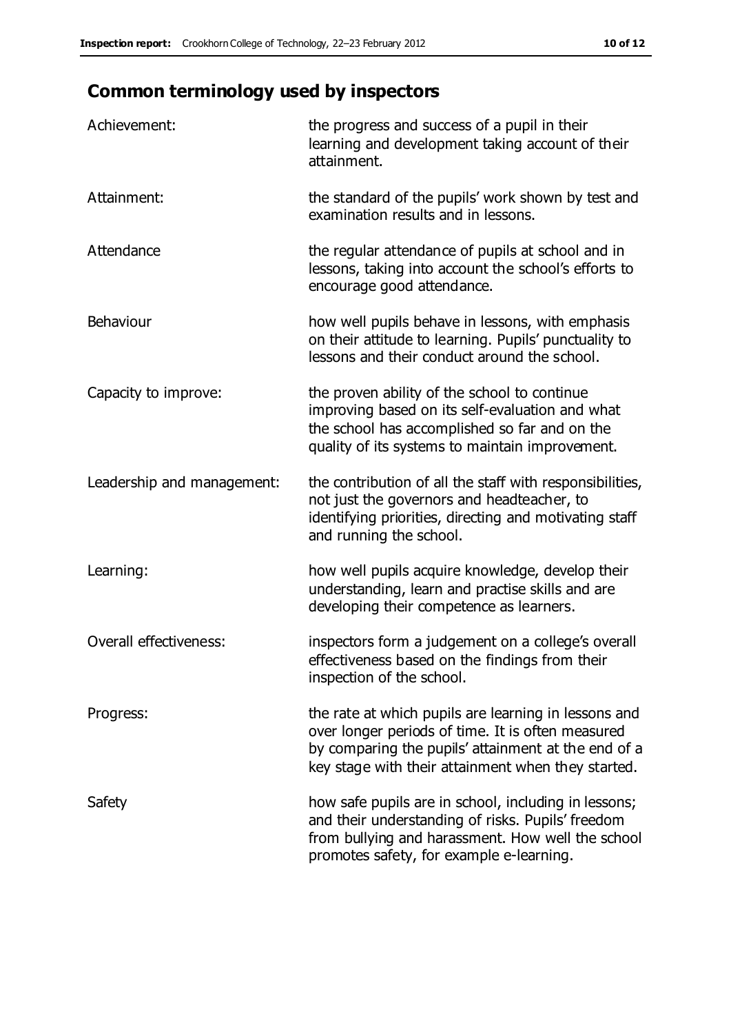## Common terminology used by inspectors

| | |
|---|---|
| Achievement: | the progress and success of a pupil in their learning and development taking account of their attainment. |
| Attainment: | the standard of the pupils' work shown by test and examination results and in lessons. |
| Attendance | the regular attendance of pupils at school and in lessons, taking into account the school's efforts to encourage good attendance. |
| Behaviour | how well pupils behave in lessons, with emphasis on their attitude to learning. Pupils' punctuality to lessons and their conduct around the school. |
| Capacity to improve: | the proven ability of the school to continue improving based on its self-evaluation and what the school has accomplished so far and on the quality of its systems to maintain improvement. |
| Leadership and management: | the contribution of all the staff with responsibilities, not just the governors and headteacher, to identifying priorities, directing and motivating staff and running the school. |
| Learning: | how well pupils acquire knowledge, develop their understanding, learn and practise skills and are developing their competence as learners. |
| Overall effectiveness: | inspectors form a judgement on a college's overall effectiveness based on the findings from their inspection of the school. |
| Progress: | the rate at which pupils are learning in lessons and over longer periods of time. It is often measured by comparing the pupils' attainment at the end of a key stage with their attainment when they started. |
| Safety | how safe pupils are in school, including in lessons; and their understanding of risks. Pupils' freedom from bullying and harassment. How well the school promotes safety, for example e-learning. |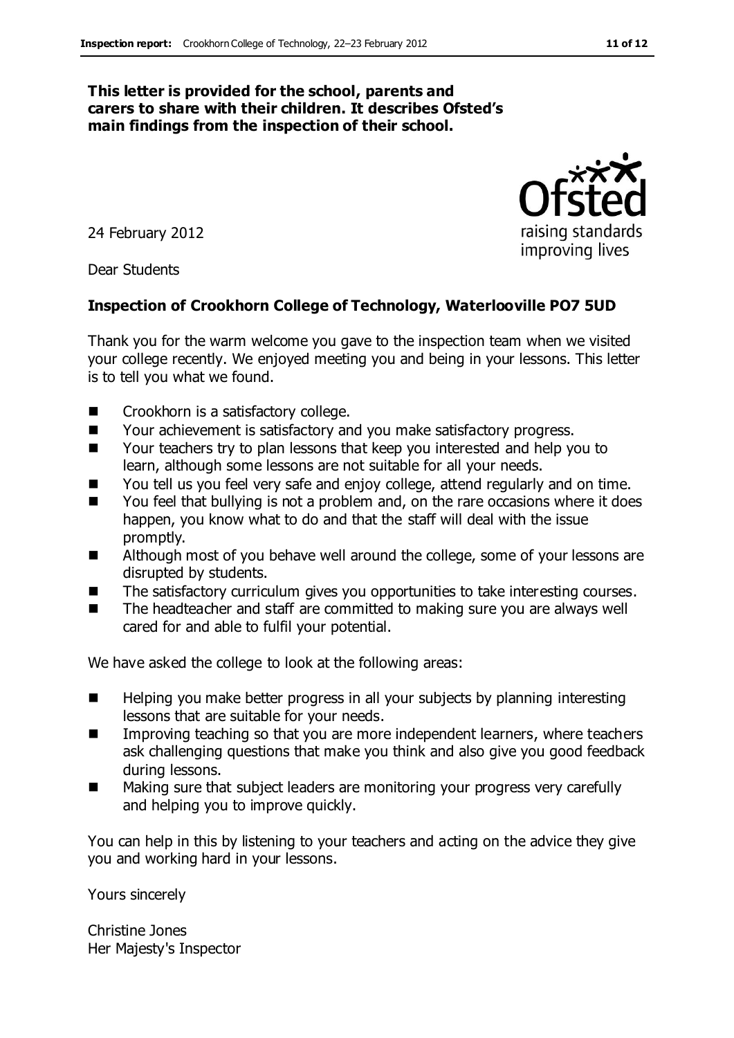**This letter is provided for the school, parents and carers to share with their children. It describes Ofsted's main findings from the inspection of their school.**

24 February 2012

Dear Students

**Inspection of Crookhorn College of Technology, Waterlooville PO7 5UD**

Thank you for the warm welcome you gave to the inspection team when we visited your college recently. We enjoyed meeting you and being in your lessons. This letter is to tell you what we found.

- Crookhorn is a satisfactory college.
- Your achievement is satisfactory and you make satisfactory progress.
- Your teachers try to plan lessons that keep you interested and help you to learn, although some lessons are not suitable for all your needs.
- You tell us you feel very safe and enjoy college, attend regularly and on time.
- You feel that bullying is not a problem and, on the rare occasions where it does happen, you know what to do and that the staff will deal with the issue promptly.
- Although most of you behave well around the college, some of your lessons are disrupted by students.
- The satisfactory curriculum gives you opportunities to take interesting courses.
- The headteacher and staff are committed to making sure you are always well cared for and able to fulfil your potential.

We have asked the college to look at the following areas:

- Helping you make better progress in all your subjects by planning interesting lessons that are suitable for your needs.
- Improving teaching so that you are more independent learners, where teachers ask challenging questions that make you think and also give you good feedback during lessons.
- Making sure that subject leaders are monitoring your progress very carefully and helping you to improve quickly.

You can help in this by listening to your teachers and acting on the advice they give you and working hard in your lessons.

Yours sincerely

Christine Jones
Her Majesty's Inspector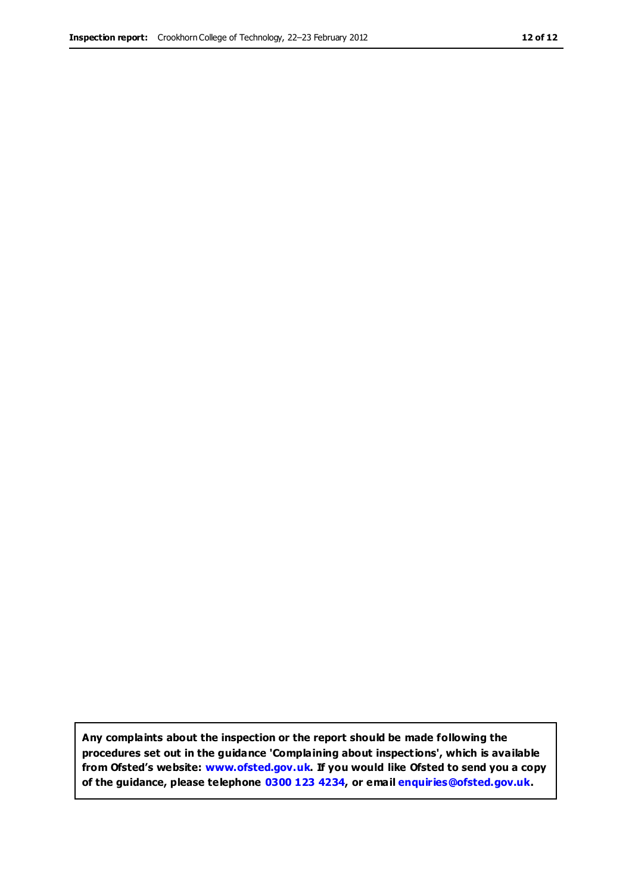**Any complaints about the inspection or the report should be made following the procedures set out in the guidance 'Complaining about inspections', which is available from Ofsted's website: www.ofsted.gov.uk. If you would like Ofsted to send you a copy of the guidance, please telephone 0300 123 4234, or email enquiries@ofsted.gov.uk.**